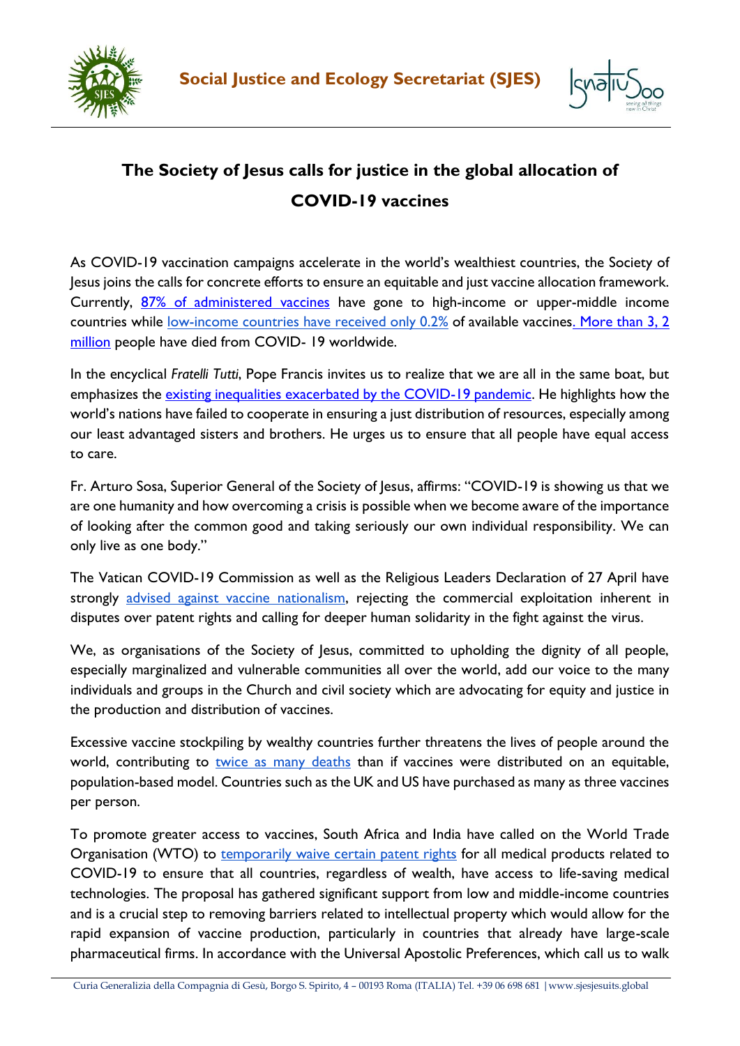# The Society of Jesus calls for justice in the global allocation of COVID-19 vaccines

As COVID-19 vaccination campaigns accelerate in the world's wealthiest countries, the Society of Jesus joins the calls for concrete efforts to ensure an equitable and just vaccine allocation framework. Currently, 87% of administered vaccines have gone to high-income or upper-middle income countries while low-income countries have received only 0.2% of available vaccines. More than 3, 2 million people have died from COVID- 19 worldwide.

In the encyclical *Fratelli Tutti*, Pope Francis invites us to realize that we are all in the same boat, but emphasizes the existing inequalities exacerbated by the COVID-19 pandemic. He highlights how the world's nations have failed to cooperate in ensuring a just distribution of resources, especially among our least advantaged sisters and brothers. He urges us to ensure that all people have equal access to care.

Fr. Arturo Sosa, Superior General of the Society of Jesus, affirms: "COVID-19 is showing us that we are one humanity and how overcoming a crisis is possible when we become aware of the importance of looking after the common good and taking seriously our own individual responsibility. We can only live as one body."

The Vatican COVID-19 Commission as well as the Religious Leaders Declaration of 27 April have strongly advised against vaccine nationalism, rejecting the commercial exploitation inherent in disputes over patent rights and calling for deeper human solidarity in the fight against the virus.

We, as organisations of the Society of Jesus, committed to upholding the dignity of all people, especially marginalized and vulnerable communities all over the world, add our voice to the many individuals and groups in the Church and civil society which are advocating for equity and justice in the production and distribution of vaccines.

Excessive vaccine stockpiling by wealthy countries further threatens the lives of people around the world, contributing to twice as many deaths than if vaccines were distributed on an equitable, population-based model. Countries such as the UK and US have purchased as many as three vaccines per person.

To promote greater access to vaccines, South Africa and India have called on the World Trade Organisation (WTO) to temporarily waive certain patent rights for all medical products related to COVID-19 to ensure that all countries, regardless of wealth, have access to life-saving medical technologies. The proposal has gathered significant support from low and middle-income countries and is a crucial step to removing barriers related to intellectual property which would allow for the rapid expansion of vaccine production, particularly in countries that already have large-scale pharmaceutical firms. In accordance with the Universal Apostolic Preferences, which call us to walk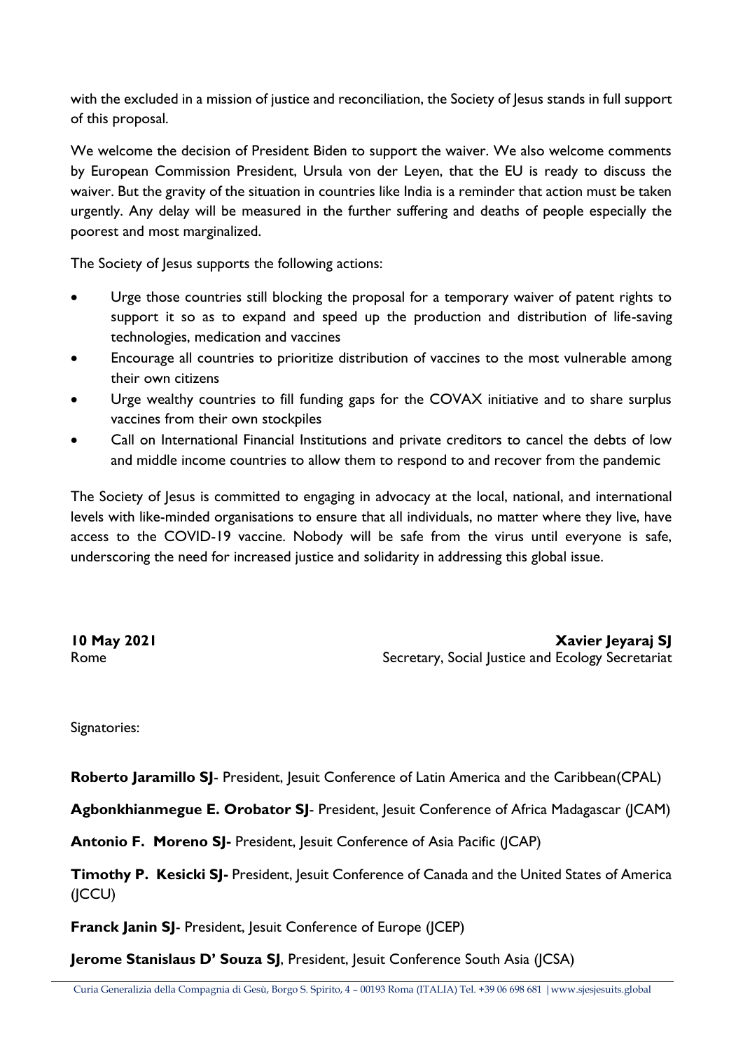with the excluded in a mission of justice and reconciliation, the Society of Jesus stands in full support of this proposal.

We welcome the decision of President Biden to support the waiver. We also welcome comments by European Commission President, Ursula von der Leyen, that the EU is ready to discuss the waiver. But the gravity of the situation in countries like India is a reminder that action must be taken urgently. Any delay will be measured in the further suffering and deaths of people especially the poorest and most marginalized.

The Society of Jesus supports the following actions:

- Urge those countries still blocking the proposal for a temporary waiver of patent rights to support it so as to expand and speed up the production and distribution of life-saving technologies, medication and vaccines
- Encourage all countries to prioritize distribution of vaccines to the most vulnerable among their own citizens
- Urge wealthy countries to fill funding gaps for the COVAX initiative and to share surplus vaccines from their own stockpiles
- Call on International Financial Institutions and private creditors to cancel the debts of low and middle income countries to allow them to respond to and recover from the pandemic

The Society of Jesus is committed to engaging in advocacy at the local, national, and international levels with like-minded organisations to ensure that all individuals, no matter where they live, have access to the COVID-19 vaccine. Nobody will be safe from the virus until everyone is safe, underscoring the need for increased justice and solidarity in addressing this global issue.

**10 May 2021**
Rome

**Xavier Jeyaraj SJ**
Secretary, Social Justice and Ecology Secretariat

Signatories:

**Roberto Jaramillo SJ**- President, Jesuit Conference of Latin America and the Caribbean(CPAL)

**Agbonkhianmegue E. Orobator SJ**- President, Jesuit Conference of Africa Madagascar (JCAM)

**Antonio F. Moreno SJ-** President, Jesuit Conference of Asia Pacific (JCAP)

**Timothy P. Kesicki SJ-** President, Jesuit Conference of Canada and the United States of America (JCCU)

**Franck Janin SJ**- President, Jesuit Conference of Europe (JCEP)

**Jerome Stanislaus D' Souza SJ**, President, Jesuit Conference South Asia (JCSA)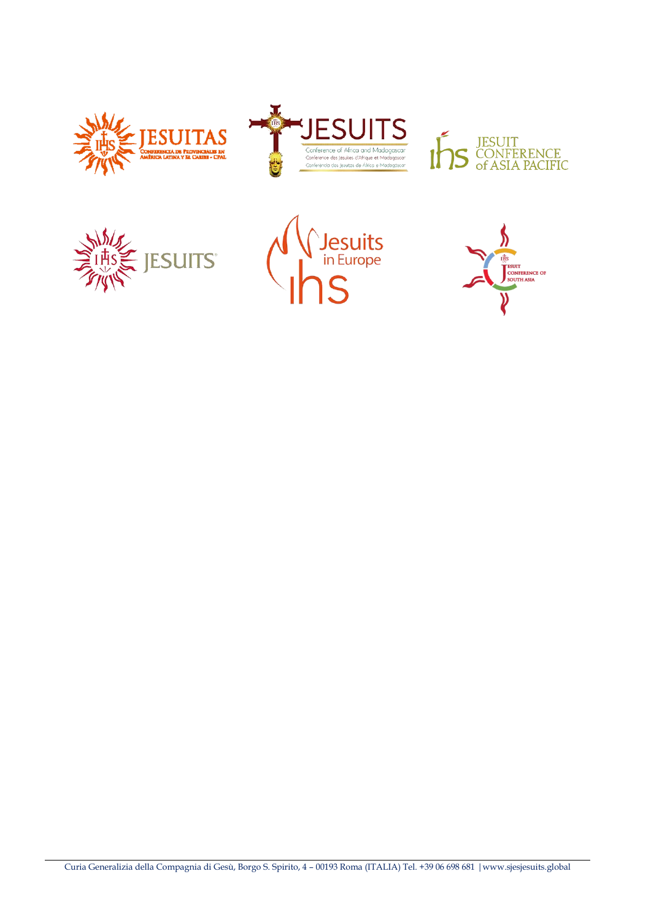JESUITAS
CONFERENCIA DE PROVINCIALES EN AMÉRICA LATINA Y EL CARIBE - CPAL

JESUITS
Conference of Africa and Madagascar
Conférence des Jésuites d'Afrique et Madagascar
Conferência dos Jesuítas de África e Madagáscar

JESUIT CONFERENCE of ASIA PACIFIC

JESUITS

Jesuits in Europe

JESUIT CONFERENCE OF SOUTH ASIA

Curia Generalizia della Compagnia di Gesù, Borgo S. Spirito, 4 – 00193 Roma (ITALIA) Tel. +39 06 698 681 | www.sjesjesuits.global